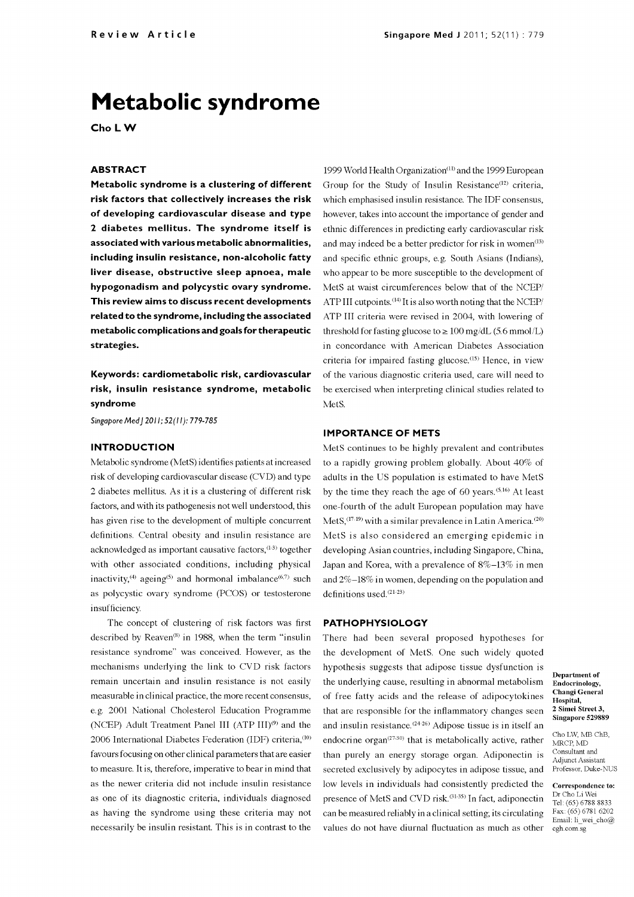# Metabolic syndrome

**Cho L W**

## ABSTRACT

**Metabolic syndrome is a clustering of different risk factors that collectively increases the risk of developing cardiovascular disease and type 2 diabetes mellitus. The syndrome itself is associated with various metabolic abnormalities, including insulin resistance, non-alcoholic fatty liver disease, obstructive sleep apnoea, male hypogonadism and polycystic ovary syndrome. This review aims to discuss recent developments related to the syndrome, including the associated metabolic complications and goals for therapeutic strategies.**

**Keywords: cardiometabolic risk, cardiovascular risk, insulin resistance syndrome, metabolic syndrome**

*Singapore Med J 2011; 52(11): 779-785*

## INTRODUCTION

Metabolic syndrome (MetS) identifies patients at increased risk of developing cardiovascular disease (CVD) and type 2 diabetes mellitus. As it is a clustering of different risk factors, and with its pathogenesis not well understood, this has given rise to the development of multiple concurrent definitions. Central obesity and insulin resistance are acknowledged as important causative factors,[1-3] together with other associated conditions, including physical inactivity,[4] ageing[5] and hormonal imbalance[6,7] such as polycystic ovary syndrome (PCOS) or testosterone insufficiency.

The concept of clustering of risk factors was first described by Reaven[8] in 1988, when the term "insulin resistance syndrome" was conceived. However, as the mechanisms underlying the link to CVD risk factors remain uncertain and insulin resistance is not easily measurable in clinical practice, the more recent consensus, e.g. 2001 National Cholesterol Education Programme (NCEP) Adult Treatment Panel III (ATP III)[9] and the 2006 International Diabetes Federation (IDF) criteria,[10] favours focusing on other clinical parameters that are easier to measure. It is, therefore, imperative to bear in mind that as the newer criteria did not include insulin resistance as one of its diagnostic criteria, individuals diagnosed as having the syndrome using these criteria may not necessarily be insulin resistant. This is in contrast to the 1999 World Health Organization[11] and the 1999 European Group for the Study of Insulin Resistance[12] criteria, which emphasised insulin resistance. The IDF consensus, however, takes into account the importance of gender and ethnic differences in predicting early cardiovascular risk and may indeed be a better predictor for risk in women[13] and specific ethnic groups, e.g. South Asians (Indians), who appear to be more susceptible to the development of MetS at waist circumferences below that of the NCEP/ATP III cutpoints.[14] It is also worth noting that the NCEP/ATP III criteria were revised in 2004, with lowering of threshold for fasting glucose to ≥ 100 mg/dL (5.6 mmol/L) in concordance with American Diabetes Association criteria for impaired fasting glucose.[15] Hence, in view of the various diagnostic criteria used, care will need to be exercised when interpreting clinical studies related to MetS.

## IMPORTANCE OF METS

MetS continues to be highly prevalent and contributes to a rapidly growing problem globally. About 40% of adults in the US population is estimated to have MetS by the time they reach the age of 60 years.[5,16] At least one-fourth of the adult European population may have MetS,[17-19] with a similar prevalence in Latin America.[20] MetS is also considered an emerging epidemic in developing Asian countries, including Singapore, China, Japan and Korea, with a prevalence of 8%–13% in men and 2%–18% in women, depending on the population and definitions used.[21-23]

## PATHOPHYSIOLOGY

There had been several proposed hypotheses for the development of MetS. One such widely quoted hypothesis suggests that adipose tissue dysfunction is the underlying cause, resulting in abnormal metabolism of free fatty acids and the release of adipocytokines that are responsible for the inflammatory changes seen and insulin resistance.[24-26] Adipose tissue is in itself an endocrine organ[27-30] that is metabolically active, rather than purely an energy storage organ. Adiponectin is secreted exclusively by adipocytes in adipose tissue, and low levels in individuals had consistently predicted the presence of MetS and CVD risk.[31-35] In fact, adiponectin can be measured reliably in a clinical setting, its circulating values do not have diurnal fluctuation as much as other

**Department of Endocrinology, Changi General Hospital, 2 Simei Street 3, Singapore 529889**

Cho LW, MB ChB, MRCP, MD
Consultant and Adjunct Assistant Professor, Duke-NUS

**Correspondence to:** Dr Cho Li Wei
Tel: (65) 6788 8833
Fax: (65) 6781 6202
Email: li_wei_cho@cgh.com.sg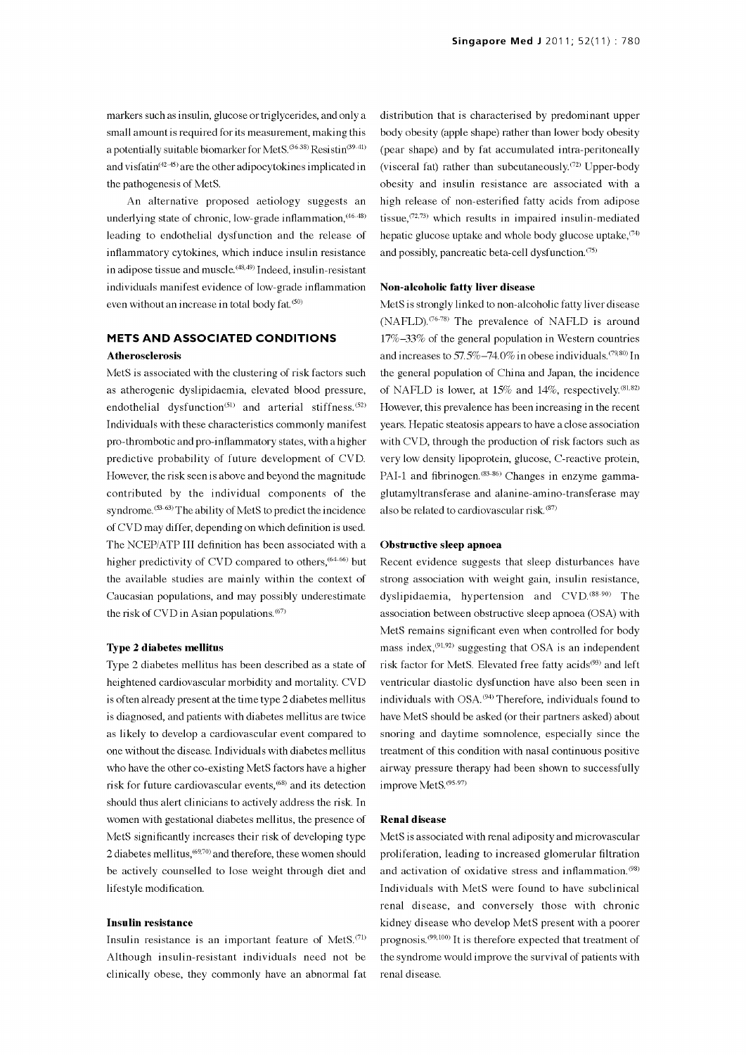markers such as insulin, glucose or triglycerides, and only a small amount is required for its measurement, making this a potentially suitable biomarker for MetS.[36-38] Resistin[39-41] and visfatin[42-45] are the other adipocytokines implicated in the pathogenesis of MetS.

An alternative proposed aetiology suggests an underlying state of chronic, low-grade inflammation,[46-48] leading to endothelial dysfunction and the release of inflammatory cytokines, which induce insulin resistance in adipose tissue and muscle.[48,49] Indeed, insulin-resistant individuals manifest evidence of low-grade inflammation even without an increase in total body fat.[50]

## METS AND ASSOCIATED CONDITIONS

### Atherosclerosis

MetS is associated with the clustering of risk factors such as atherogenic dyslipidaemia, elevated blood pressure, endothelial dysfunction[51] and arterial stiffness.[52] Individuals with these characteristics commonly manifest pro-thrombotic and pro-inflammatory states, with a higher predictive probability of future development of CVD. However, the risk seen is above and beyond the magnitude contributed by the individual components of the syndrome.[53-63] The ability of MetS to predict the incidence of CVD may differ, depending on which definition is used. The NCEP/ATP III definition has been associated with a higher predictivity of CVD compared to others,[64-66] but the available studies are mainly within the context of Caucasian populations, and may possibly underestimate the risk of CVD in Asian populations.[67]

### Type 2 diabetes mellitus

Type 2 diabetes mellitus has been described as a state of heightened cardiovascular morbidity and mortality. CVD is often already present at the time type 2 diabetes mellitus is diagnosed, and patients with diabetes mellitus are twice as likely to develop a cardiovascular event compared to one without the disease. Individuals with diabetes mellitus who have the other co-existing MetS factors have a higher risk for future cardiovascular events,[68] and its detection should thus alert clinicians to actively address the risk. In women with gestational diabetes mellitus, the presence of MetS significantly increases their risk of developing type 2 diabetes mellitus,[69,70] and therefore, these women should be actively counselled to lose weight through diet and lifestyle modification.

### Insulin resistance

Insulin resistance is an important feature of MetS.[71] Although insulin-resistant individuals need not be clinically obese, they commonly have an abnormal fat distribution that is characterised by predominant upper body obesity (apple shape) rather than lower body obesity (pear shape) and by fat accumulated intra-peritoneally (visceral fat) rather than subcutaneously.[72] Upper-body obesity and insulin resistance are associated with a high release of non-esterified fatty acids from adipose tissue,[72,73] which results in impaired insulin-mediated hepatic glucose uptake and whole body glucose uptake,[74] and possibly, pancreatic beta-cell dysfunction.[75]

### Non-alcoholic fatty liver disease

MetS is strongly linked to non-alcoholic fatty liver disease (NAFLD).[76-78] The prevalence of NAFLD is around 17%–33% of the general population in Western countries and increases to 57.5%–74.0% in obese individuals.[79,80] In the general population of China and Japan, the incidence of NAFLD is lower, at 15% and 14%, respectively.[81,82] However, this prevalence has been increasing in the recent years. Hepatic steatosis appears to have a close association with CVD, through the production of risk factors such as very low density lipoprotein, glucose, C-reactive protein, PAI-1 and fibrinogen.[83-86] Changes in enzyme gamma-glutamyltransferase and alanine-amino-transferase may also be related to cardiovascular risk.[87]

### Obstructive sleep apnoea

Recent evidence suggests that sleep disturbances have strong association with weight gain, insulin resistance, dyslipidaemia, hypertension and CVD.[88-90] The association between obstructive sleep apnoea (OSA) with MetS remains significant even when controlled for body mass index,[91,92] suggesting that OSA is an independent risk factor for MetS. Elevated free fatty acids[93] and left ventricular diastolic dysfunction have also been seen in individuals with OSA.[94] Therefore, individuals found to have MetS should be asked (or their partners asked) about snoring and daytime somnolence, especially since the treatment of this condition with nasal continuous positive airway pressure therapy had been shown to successfully improve MetS.[95-97]

### Renal disease

MetS is associated with renal adiposity and microvascular proliferation, leading to increased glomerular filtration and activation of oxidative stress and inflammation.[98] Individuals with MetS were found to have subclinical renal disease, and conversely those with chronic kidney disease who develop MetS present with a poorer prognosis.[99,100] It is therefore expected that treatment of the syndrome would improve the survival of patients with renal disease.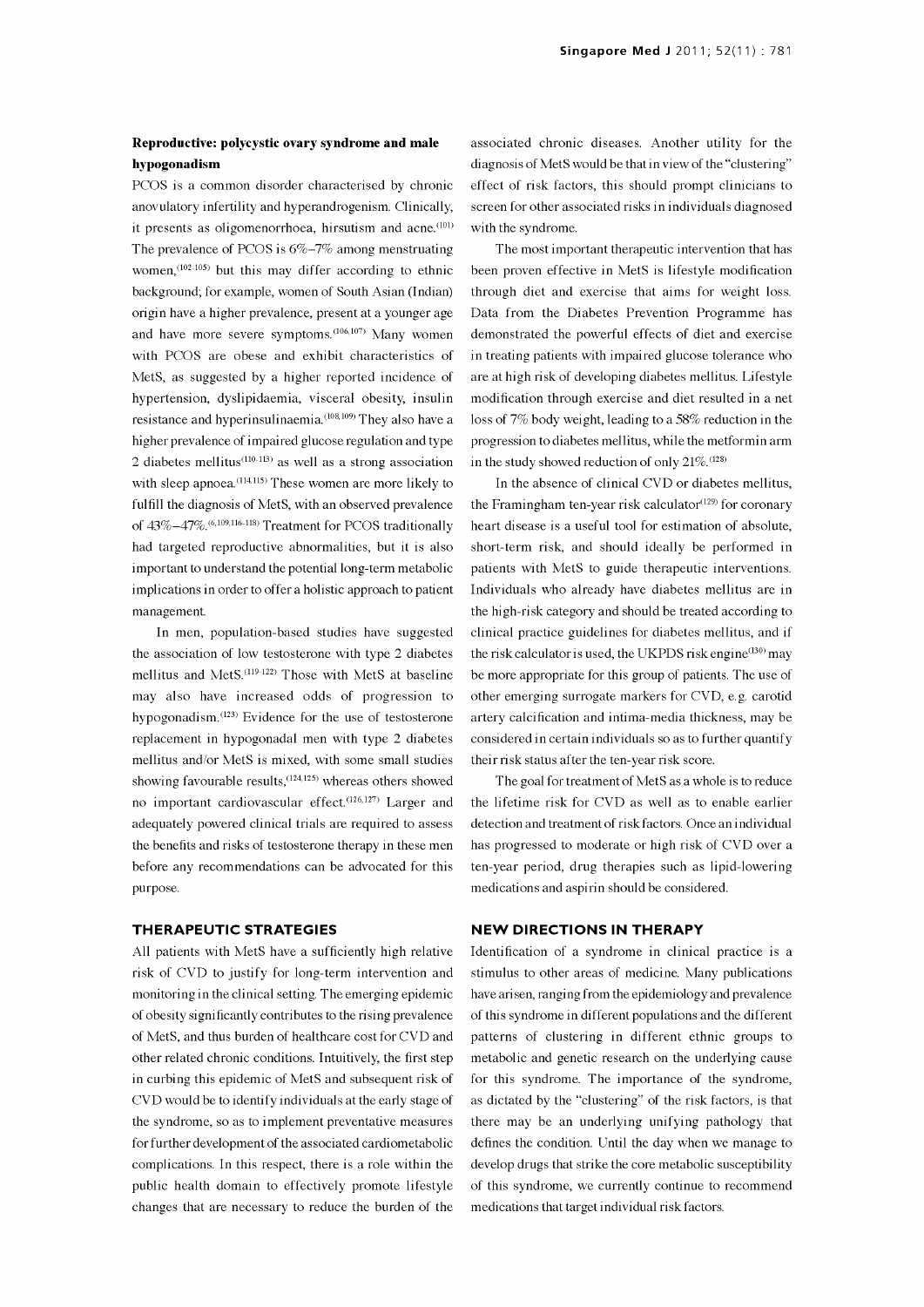### Reproductive: polycystic ovary syndrome and male hypogonadism

PCOS is a common disorder characterised by chronic anovulatory infertility and hyperandrogenism. Clinically, it presents as oligomenorrhoea, hirsutism and acne.[101] The prevalence of PCOS is 6%–7% among menstruating women,[102-105] but this may differ according to ethnic background; for example, women of South Asian (Indian) origin have a higher prevalence, present at a younger age and have more severe symptoms.[106,107] Many women with PCOS are obese and exhibit characteristics of MetS, as suggested by a higher reported incidence of hypertension, dyslipidaemia, visceral obesity, insulin resistance and hyperinsulinaemia.[108,109] They also have a higher prevalence of impaired glucose regulation and type 2 diabetes mellitus[110-113] as well as a strong association with sleep apnoea.[114,115] These women are more likely to fulfill the diagnosis of MetS, with an observed prevalence of 43%–47%.[6,109,116-118] Treatment for PCOS traditionally had targeted reproductive abnormalities, but it is also important to understand the potential long-term metabolic implications in order to offer a holistic approach to patient management.

In men, population-based studies have suggested the association of low testosterone with type 2 diabetes mellitus and MetS.[119-122] Those with MetS at baseline may also have increased odds of progression to hypogonadism.[123] Evidence for the use of testosterone replacement in hypogonadal men with type 2 diabetes mellitus and/or MetS is mixed, with some small studies showing favourable results,[124,125] whereas others showed no important cardiovascular effect.[126,127] Larger and adequately powered clinical trials are required to assess the benefits and risks of testosterone therapy in these men before any recommendations can be advocated for this purpose.

## THERAPEUTIC STRATEGIES

All patients with MetS have a sufficiently high relative risk of CVD to justify for long-term intervention and monitoring in the clinical setting. The emerging epidemic of obesity significantly contributes to the rising prevalence of MetS, and thus burden of healthcare cost for CVD and other related chronic conditions. Intuitively, the first step in curbing this epidemic of MetS and subsequent risk of CVD would be to identify individuals at the early stage of the syndrome, so as to implement preventative measures for further development of the associated cardiometabolic complications. In this respect, there is a role within the public health domain to effectively promote lifestyle changes that are necessary to reduce the burden of the associated chronic diseases. Another utility for the diagnosis of MetS would be that in view of the "clustering" effect of risk factors, this should prompt clinicians to screen for other associated risks in individuals diagnosed with the syndrome.

The most important therapeutic intervention that has been proven effective in MetS is lifestyle modification through diet and exercise that aims for weight loss. Data from the Diabetes Prevention Programme has demonstrated the powerful effects of diet and exercise in treating patients with impaired glucose tolerance who are at high risk of developing diabetes mellitus. Lifestyle modification through exercise and diet resulted in a net loss of 7% body weight, leading to a 58% reduction in the progression to diabetes mellitus, while the metformin arm in the study showed reduction of only 21%.[128]

In the absence of clinical CVD or diabetes mellitus, the Framingham ten-year risk calculator[129] for coronary heart disease is a useful tool for estimation of absolute, short-term risk, and should ideally be performed in patients with MetS to guide therapeutic interventions. Individuals who already have diabetes mellitus are in the high-risk category and should be treated according to clinical practice guidelines for diabetes mellitus, and if the risk calculator is used, the UKPDS risk engine[130] may be more appropriate for this group of patients. The use of other emerging surrogate markers for CVD, e.g. carotid artery calcification and intima-media thickness, may be considered in certain individuals so as to further quantify their risk status after the ten-year risk score.

The goal for treatment of MetS as a whole is to reduce the lifetime risk for CVD as well as to enable earlier detection and treatment of risk factors. Once an individual has progressed to moderate or high risk of CVD over a ten-year period, drug therapies such as lipid-lowering medications and aspirin should be considered.

## NEW DIRECTIONS IN THERAPY

Identification of a syndrome in clinical practice is a stimulus to other areas of medicine. Many publications have arisen, ranging from the epidemiology and prevalence of this syndrome in different populations and the different patterns of clustering in different ethnic groups to metabolic and genetic research on the underlying cause for this syndrome. The importance of the syndrome, as dictated by the "clustering" of the risk factors, is that there may be an underlying unifying pathology that defines the condition. Until the day when we manage to develop drugs that strike the core metabolic susceptibility of this syndrome, we currently continue to recommend medications that target individual risk factors.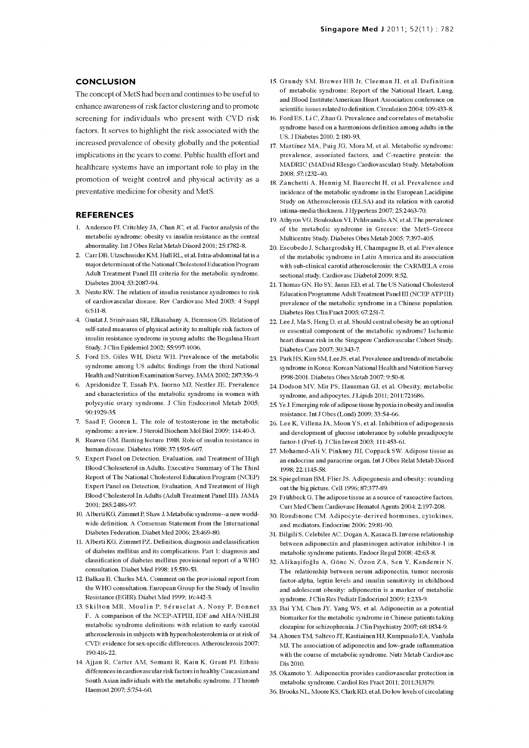## CONCLUSION

The concept of MetS had been and continues to be useful to enhance awareness of risk factor clustering and to promote screening for individuals who present with CVD risk factors. It serves to highlight the risk associated with the increased prevalence of obesity globally and the potential implications in the years to come. Public health effort and healthcare systems have an important role to play in the promotion of weight control and physical activity as a preventative medicine for obesity and MetS.

## REFERENCES

1. Anderson PJ, Critchley JA, Chan JC, et al. Factor analysis of the metabolic syndrome: obesity vs insulin resistance as the central abnormality. Int J Obes Relat Metab Disord 2001; 25:1782-8.
2. Carr DB, Utzschneider KM, Hull RL, et al. Intra-abdominal fat is a major determinant of the National Cholesterol Education Program Adult Treatment Panel III criteria for the metabolic syndrome. Diabetes 2004; 53:2087-94.
3. Nesto RW. The relation of insulin resistance syndromes to risk of cardiovascular disease. Rev Cardiovasc Med 2003; 4 Suppl 6:S11-8.
4. Gustat J, Srinivasan SR, Elkasabany A, Berenson GS. Relation of self-rated measures of physical activity to multiple risk factors of insulin resistance syndrome in young adults: the Bogalusa Heart Study. J Clin Epidemiol 2002; 55:997-1006.
5. Ford ES, Giles WH, Dietz WH. Prevalence of the metabolic syndrome among US adults: findings from the third National Health and Nutrition Examination Survey. JAMA 2002; 287:356-9.
6. Apridonidze T, Essah PA, Iuorno MJ, Nestler JE. Prevalence and characteristics of the metabolic syndrome in women with polycystic ovary syndrome. J Clin Endocrinol Metab 2005; 90:1929-35.
7. Saad F, Gooren L. The role of testosterone in the metabolic syndrome: a review. J Steroid Biochem Mol Biol 2009; 114:40-3.
8. Reaven GM. Banting lecture 1988. Role of insulin resistance in human disease. Diabetes 1988; 37:1595-607.
9. Expert Panel on Detection, Evaluation, and Treatment of High Blood Choleseterol in Adults. Executive Summary of The Third Report of The National Cholesterol Education Program (NCEP) Expert Panel on Detection, Evaluation, And Treatment of High Blood Cholesterol In Adults (Adult Treatment Panel III). JAMA 2001; 285:2486-97.
10. Alberti KG, Zimmet P, Shaw J. Metabolic syndrome--a new world-wide definition. A Consensus Statement from the International Diabetes Federation. Diabet Med 2006; 23:469-80.
11. Alberti KG, Zimmet PZ. Definition, diagnosis and classification of diabetes mellitus and its complications. Part 1: diagnosis and classification of diabetes mellitus provisional report of a WHO consultation. Diabet Med 1998; 15:539-53.
12. Balkau B, Charles MA. Comment on the provisional report from the WHO consultation. European Group for the Study of Insulin Resistance (EGIR). Diabet Med 1999; 16:442-3.
13. Skilton MR, Moulin P, Sérusclat A, Nony P, Bonnet F. A comparison of the NCEP-ATPIII, IDF and AHA/NHLBI metabolic syndrome definitions with relation to early carotid atherosclerosis in subjects with hypercholesterolemia or at risk of CVD: evidence for sex-specific differences. Atherosclerosis 2007; 190:416-22.
14. Ajjan R, Carter AM, Somani R, Kain K, Grant PJ. Ethnic differences in cardiovascular risk factors in healthy Caucasian and South Asian individuals with the metabolic syndrome. J Thromb Haemost 2007; 5:754-60.
15. Grundy SM, Brewer HB Jr, Cleeman JI, et al. Definition of metabolic syndrome: Report of the National Heart, Lung, and Blood Institute/American Heart Association conference on scientific issues related to definition. Circulation 2004; 109:433-8.
16. Ford ES, Li C, Zhao G. Prevalence and correlates of metabolic syndrome based on a harmonious definition among adults in the US. J Diabetes 2010; 2:180-93.
17. Martínez MA, Puig JG, Mora M, et al. Metabolic syndrome: prevalence, associated factors, and C-reactive protein: the MADRIC (MADrid RIesgo Cardiovascular) Study. Metabolism 2008; 57:1232-40.
18. Zanchetti A, Hennig M, Baurecht H, et al. Prevalence and incidence of the metabolic syndrome in the European Lacidipine Study on Atherosclerosis (ELSA) and its relation with carotid intima-media thickness. J Hypertens 2007; 25:2463-70.
19. Athyros VG, Bouloukos VI, Pehlivanidis AN, et al. The prevalence of the metabolic syndrome in Greece: the MetS-Greece Multicentre Study. Diabetes Obes Metab 2005; 7:397-405.
20. Escobedo J, Schargrodsky H, Champagne B, et al. Prevalence of the metabolic syndrome in Latin America and its association with sub-clinical carotid atherosclerosis: the CARMELA cross sectional study. Cardiovasc Diabetol 2009; 8:52.
21. Thomas GN, Ho SY, Janus ED, et al. The US National Cholesterol Education Programme Adult Treatment Panel III (NCEP ATP III) prevalence of the metabolic syndrome in a Chinese population. Diabetes Res Clin Pract 2005; 67:251-7.
22. Lee J, Ma S, Heng D, et al. Should central obesity be an optional or essential component of the metabolic syndrome? Ischemic heart disease risk in the Singapore Cardiovascular Cohort Study. Diabetes Care 2007; 30:343-7.
23. Park HS, Kim SM, Lee JS, et al. Prevalence and trends of metabolic syndrome in Korea: Korean National Health and Nutrition Survey 1998-2001. Diabetes Obes Metab 2007; 9:50-8.
24. Dodson MV, Mir PS, Hausman GJ, et al. Obesity, metabolic syndrome, and adipocytes. J Lipids 2011; 2011:721686.
25. Ye J. Emerging role of adipose tissue hypoxia in obesity and insulin resistance. Int J Obes (Lond) 2009; 33:54-66.
26. Lee K, Villena JA, Moon YS, et al. Inhibition of adipogenesis and development of glucose intolerance by soluble preadipocyte factor-1 (Pref-1). J Clin Invest 2003; 111:453-61.
27. Mohamed-Ali V, Pinkney JH, Coppack SW. Adipose tissue as an endocrine and paracrine organ. Int J Obes Relat Metab Disord 1998; 22:1145-58.
28. Spiegelman BM, Flier JS. Adipogenesis and obesity: rounding out the big picture. Cell 1996; 87:377-89.
29. Frühbeck G. The adipose tissue as a source of vasoactive factors. Curr Med Chem Cardiovasc Hematol Agents 2004; 2:197-208.
30. Rondinone CM. Adipocyte-derived hormones, cytokines, and mediators. Endocrine 2006; 29:81-90.
31. Bilgili S, Celebiler AC, Dogan A, Karaca B. Inverse relationship between adiponectin and plasminogen activator inhibitor-1 in metabolic syndrome patients. Endocr Regul 2008; 42:63-8.
32. Alikaşifoğlu A, Gönc N, Özon ZA, Sen Y, Kandemir N. The relationship between serum adiponectin, tumor necrosis factor-alpha, leptin levels and insulin sensitivity in childhood and adolescent obesity: adiponectin is a marker of metabolic syndrome. J Clin Res Pediatr Endocrinol 2009; 1:233-9.
33. Bai YM, Chen JY, Yang WS, et al. Adiponectin as a potential biomarker for the metabolic syndrome in Chinese patients taking clozapine for schizophrenia. J Clin Psychiatry 2007; 68:1834-9.
34. Ahonen TM, Saltevo JT, Kautiainen HJ, Kumpusalo EA, Vanhala MJ. The association of adiponectin and low-grade inflammation with the course of metabolic syndrome. Nutr Metab Cardiovasc Dis 2010.
35. Okamoto Y. Adiponectin provides cardiovascular protection in metabolic syndrome. Cardiol Res Pract 2011; 2011:313179.
36. Brooks NL, Moore KS, Clark RD, et al. Do low levels of circulating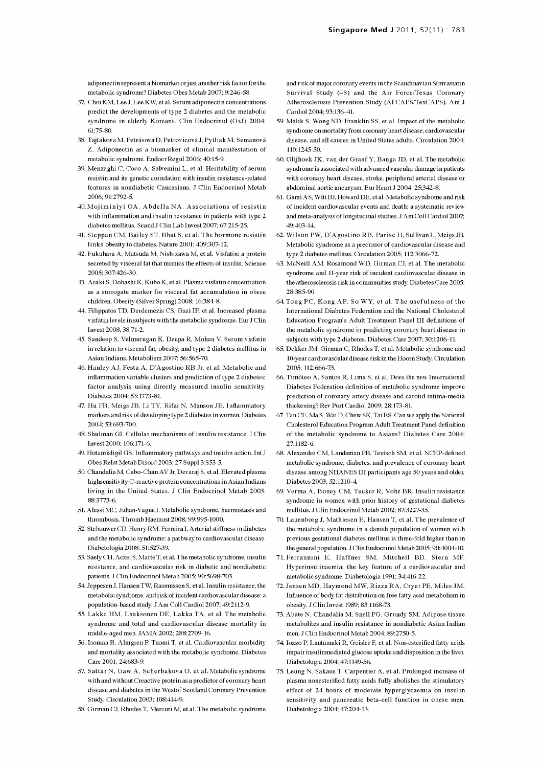adiponectin represent a biomarker or just another risk factor for the metabolic syndrome? Diabetes Obes Metab 2007; 9:246-58.

37. Choi KM, Lee J, Lee KW, et al. Serum adiponectin concentrations predict the developments of type 2 diabetes and the metabolic syndrome in elderly Koreans. Clin Endocrinol (Oxf) 2004; 61:75-80.
38. Tajtáková M, Petrásova D, Petrovicová J, Pytliak M, Semanová Z. Adiponectin as a biomarker of clinical manifestation of metabolic syndrome. Endocr Regul 2006; 40:15-9.
39. Menzaghi C, Coco A, Salvemini L, et al. Heritability of serum resistin and its genetic correlation with insulin resistance-related features in nondiabetic Caucasians. J Clin Endocrinol Metab 2006; 91:2792-5.
40. Mojiminiyi OA, Abdella NA. Associations of resistin with inflammation and insulin resistance in patients with type 2 diabetes mellitus. Scand J Clin Lab Invest 2007; 67:215-25.
41. Steppan CM, Bailey ST, Bhat S, et al. The hormone resistin links obesity to diabetes. Nature 2001; 409:307-12.
42. Fukuhara A, Matsuda M, Nishizawa M, et al. Visfatin: a protein secreted by visceral fat that mimics the effects of insulin. Science 2005; 307:426-30.
43. Araki S, Dobashi K, Kubo K, et al. Plasma visfatin concentration as a surrogate marker for visceral fat accumulation in obese children. Obesity (Silver Spring) 2008; 16:384-8.
44. Filippatos TD, Derdemezis CS, Gazi IF, et al. Increased plasma visfatin levels in subjects with the metabolic syndrome. Eur J Clin Invest 2008; 38:71-2.
45. Sandeep S, Velmurugan K, Deepa R, Mohan V. Serum visfatin in relation to visceral fat, obesity, and type 2 diabetes mellitus in Asian Indians. Metabolism 2007; 56:565-70.
46. Hanley AJ, Festa A, D'Agostino RB Jr, et al. Metabolic and inflammation variable clusters and prediction of type 2 diabetes: factor analysis using directly measured insulin sensitivity. Diabetes 2004; 53:1773-81.
47. Hu FB, Meigs JB, Li TY, Rifai N, Manson JE. Inflammatory markers and risk of developing type 2 diabetes in women. Diabetes 2004; 53:693-700.
48. Shulman GI. Cellular mechanisms of insulin resistance. J Clin Invest 2000; 106:171-6.
49. Hotamisligil GS. Inflammatory pathways and insulin action. Int J Obes Relat Metab Disord 2003; 27 Suppl 3:S53-5.
50. Chandalia M, Cabo-Chan AV Jr, Devaraj S, et al. Elevated plasma highsensitivity C-reactive protein concentrations in Asian Indians living in the United States. J Clin Endocrinol Metab 2003; 88:3773-6.
51. Alessi MC, Juhan-Vague I. Metabolic syndrome, haemostasis and thrombosis. Thromb Haemost 2008; 99:995-1000.
52. Stehouwer CD, Henry RM, Ferreira I. Arterial stiffness in diabetes and the metabolic syndrome: a pathway to cardiovascular disease. Diabetologia 2008; 51:527-39.
53. Saely CH, Aczel S, Marte T, et al. The metabolic syndrome, insulin resistance, and cardiovascular risk in diabetic and nondiabetic patients. J Clin Endocrinol Metab 2005; 90:5698-703.
54. Jeppesen J, Hansen TW, Rasmussen S, et al. Insulin resistance, the metabolic syndrome, and risk of incident cardiovascular disease: a population-based study. J Am Coll Cardiol 2007; 49:2112-9.
55. Lakka HM, Laaksonen DE, Lakka TA, et al. The metabolic syndrome and total and cardiovascular disease mortality in middle-aged men. JAMA 2002; 288:2709-16.
56. Isomaa B, Almgren P, Tuomi T, et al. Cardiovascular morbidity and mortality associated with the metabolic syndrome. Diabetes Care 2001; 24:683-9.
57. Sattar N, Gaw A, Scherbakova O, et al. Metabolic syndrome with and without Creactive protein as a predictor of coronary heart disease and diabetes in the Westof Scotland Coronary Prevention Study. Circulation 2003; 108:414-9.
58. Girman CJ, Rhodes T, Mercuri M, et al. The metabolic syndrome and risk of major coronary events in the Scandinavian Simvastatin Survival Study (4S) and the Air Force/Texas Coronary Atherosclerosis Prevention Study (AFCAPS/TexCAPS). Am J Cardiol 2004; 93:136-41.
59. Malik S, Wong ND, Franklin SS, et al. Impact of the metabolic syndrome on mortality from coronary heart disease, cardiovascular disease, and all causes in United States adults. Circulation 2004; 110:1245-50.
60. Olijhoek JK, van der Graaf Y, Banga JD, et al. The metabolic syndrome is associated with advanced vascular damage in patients with coronary heart disease, stroke, peripheral arterial disease or abdominal aortic aneurysm. Eur Heart J 2004; 25:342-8.
61. Gami AS, Witt BJ, Howard DE, et al. Metabolic syndrome and risk of incident cardiovascular events and death: a systematic review and meta-analysis of longitudinal studies. J Am Coll Cardiol 2007; 49:403-14.
62. Wilson PW, D'Agostino RB, Parise H, Sullivan L, Meigs JB. Metabolic syndrome as a precursor of cardiovascular disease and type 2 diabetes mellitus. Circulation 2005; 112:3066-72.
63. McNeill AM, Rosamond WD, Girman CJ, et al. The metabolic syndrome and 11-year risk of incident cardiovascular disease in the atherosclerosis risk in communities study. Diabetes Care 2005; 28:385-90.
64. Tong PC, Kong AP, So WY, et al. The usefulness of the International Diabetes Federation and the National Cholesterol Education Program's Adult Treatment Panel III definitions of the metabolic syndrome in predicting coronary heart disease in subjects with type 2 diabetes. Diabetes Care 2007; 30:1206-11.
65. Dekker JM, Girman C, Rhodes T, et al. Metabolic syndrome and 10-year cardiovascular disease risk in the Hoorn Study. Circulation 2005; 112:666-73.
66. Timóteo A, Santos R, Lima S, et al. Does the new International Diabetes Federation definition of metabolic syndrome improve prediction of coronary artery disease and carotid intima-media thickening? Rev Port Cardiol 2009; 28:173-81.
67. Tan CE, Ma S, Wai D, Chew SK, Tai ES. Can we apply the National Cholesterol Education Program Adult Treatment Panel definition of the metabolic syndrome to Asians? Diabetes Care 2004; 27:1182-6.
68. Alexander CM, Landsman PB, Teutsch SM, et al. NCEP-defined metabolic syndrome, diabetes, and prevalence of coronary heart disease among NHANES III participants age 50 years and older. Diabetes 2003; 52:1210-4.
69. Verma A, Boney CM, Tucker R, Vohr BR. Insulin resistance syndrome in women with prior history of gestational diabetes mellitus. J Clin Endocrinol Metab 2002; 87:3227-35.
70. Lauenborg J, Mathiesen E, Hansen T, et al. The prevalence of the metabolic syndrome in a danish population of women with previous gestational diabetes mellitus is three-fold higher than in the general population. J Clin Endocrinol Metab 2005; 90:4004-10.
71. Ferrannini E, Haffner SM, Mitchell BD, Stern MP. Hyperinsulinaemia: the key feature of a cardiovascular and metabolic syndrome. Diabetologia 1991; 34:416-22.
72. Jensen MD, Haymond MW, Rizza RA, Cryer PE, Miles JM. Influence of body fat distribution on free fatty acid metabolism in obesity. J Clin Invest 1989; 83:1168-73.
73. Abate N, Chandalia M, Snell PG, Grundy SM. Adipose tissue metabolites and insulin resistance in nondiabetic Asian Indian men. J Clin Endocrinol Metab 2004; 89:2750-5.
74. Iozzo P, Lautamaki R, Geisler F, et al. Non-esterified fatty acids impair insulinmediated glucose uptake and disposition in the liver. Diabetologia 2004; 47:1149-56.
75. Leung N, Sakaue T, Carpentier A, et al. Prolonged increase of plasma nonesterified fatty acids fully abolishes the stimulatory effect of 24 hours of moderate hyperglycaemia on insulin sensitivity and pancreatic beta-cell function in obese men. Diabetologia 2004; 47:204-13.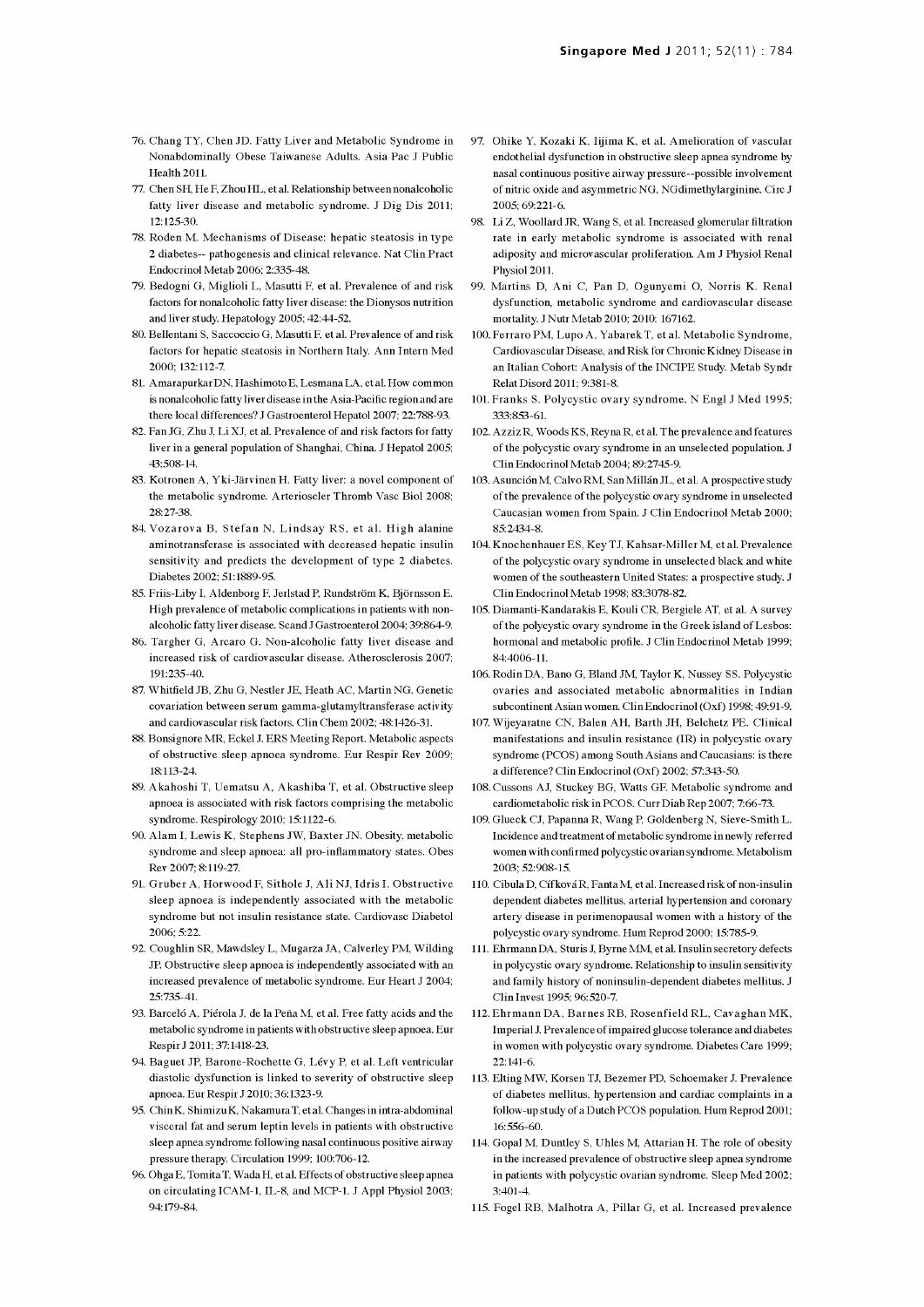76. Chang TY, Chen JD. Fatty Liver and Metabolic Syndrome in Nonabdominally Obese Taiwanese Adults. Asia Pac J Public Health 2011.
77. Chen SH, He F, Zhou HL, et al. Relationship between nonalcoholic fatty liver disease and metabolic syndrome. J Dig Dis 2011; 12:125-30.
78. Roden M. Mechanisms of Disease: hepatic steatosis in type 2 diabetes-- pathogenesis and clinical relevance. Nat Clin Pract Endocrinol Metab 2006; 2:335-48.
79. Bedogni G, Miglioli L, Masutti F, et al. Prevalence of and risk factors for nonalcoholic fatty liver disease: the Dionysos nutrition and liver study. Hepatology 2005; 42:44-52.
80. Bellentani S, Saccoccio G, Masutti F, et al. Prevalence of and risk factors for hepatic steatosis in Northern Italy. Ann Intern Med 2000; 132:112-7.
81. Amarapurkar DN, Hashimoto E, Lesmana LA, et al. How common is nonalcoholic fatty liver disease in the Asia-Pacific region and are there local differences? J Gastroenterol Hepatol 2007; 22:788-93.
82. Fan JG, Zhu J, Li XJ, et al. Prevalence of and risk factors for fatty liver in a general population of Shanghai, China. J Hepatol 2005; 43:508-14.
83. Kotronen A, Yki-Järvinen H. Fatty liver: a novel component of the metabolic syndrome. Arterioscler Thromb Vasc Biol 2008; 28:27-38.
84. Vozarova B, Stefan N, Lindsay RS, et al. High alanine aminotransferase is associated with decreased hepatic insulin sensitivity and predicts the development of type 2 diabetes. Diabetes 2002; 51:1889-95.
85. Friis-Liby I, Aldenborg F, Jerlstad P, Rundström K, Björnsson E. High prevalence of metabolic complications in patients with non-alcoholic fatty liver disease. Scand J Gastroenterol 2004; 39:864-9.
86. Targher G, Arcaro G. Non-alcoholic fatty liver disease and increased risk of cardiovascular disease. Atherosclerosis 2007; 191:235-40.
87. Whitfield JB, Zhu G, Nestler JE, Heath AC, Martin NG. Genetic covariation between serum gamma-glutamyltransferase activity and cardiovascular risk factors. Clin Chem 2002; 48:1426-31.
88. Bonsignore MR, Eckel J. ERS Meeting Report. Metabolic aspects of obstructive sleep apnoea syndrome. Eur Respir Rev 2009; 18:113-24.
89. Akahoshi T, Uematsu A, Akashiba T, et al. Obstructive sleep apnoea is associated with risk factors comprising the metabolic syndrome. Respirology 2010; 15:1122-6.
90. Alam I, Lewis K, Stephens JW, Baxter JN. Obesity, metabolic syndrome and sleep apnoea: all pro-inflammatory states. Obes Rev 2007; 8:119-27.
91. Gruber A, Horwood F, Sithole J, Ali NJ, Idris I. Obstructive sleep apnoea is independently associated with the metabolic syndrome but not insulin resistance state. Cardiovasc Diabetol 2006; 5:22.
92. Coughlin SR, Mawdsley L, Mugarza JA, Calverley PM, Wilding JP. Obstructive sleep apnoea is independently associated with an increased prevalence of metabolic syndrome. Eur Heart J 2004; 25:735-41.
93. Barceló A, Piérola J, de la Peña M, et al. Free fatty acids and the metabolic syndrome in patients with obstructive sleep apnoea. Eur Respir J 2011; 37:1418-23.
94. Baguet JP, Barone-Rochette G, Lévy P, et al. Left ventricular diastolic dysfunction is linked to severity of obstructive sleep apnoea. Eur Respir J 2010; 36:1323-9.
95. Chin K, Shimizu K, Nakamura T, et al. Changes in intra-abdominal visceral fat and serum leptin levels in patients with obstructive sleep apnea syndrome following nasal continuous positive airway pressure therapy. Circulation 1999; 100:706-12.
96. Ohga E, Tomita T, Wada H, et al. Effects of obstructive sleep apnea on circulating ICAM-1, IL-8, and MCP-1. J Appl Physiol 2003; 94:179-84.
97. Ohike Y, Kozaki K, Iijima K, et al. Amelioration of vascular endothelial dysfunction in obstructive sleep apnea syndrome by nasal continuous positive airway pressure--possible involvement of nitric oxide and asymmetric NG, NGdimethylarginine. Circ J 2005; 69:221-6.
98. Li Z, Woollard JR, Wang S, et al. Increased glomerular filtration rate in early metabolic syndrome is associated with renal adiposity and microvascular proliferation. Am J Physiol Renal Physiol 2011.
99. Martins D, Ani C, Pan D, Ogunyemi O, Norris K. Renal dysfunction, metabolic syndrome and cardiovascular disease mortality. J Nutr Metab 2010; 2010: 167162.
100. Ferraro PM, Lupo A, Yabarek T, et al. Metabolic Syndrome, Cardiovascular Disease, and Risk for Chronic Kidney Disease in an Italian Cohort: Analysis of the INCIPE Study. Metab Syndr Relat Disord 2011; 9:381-8.
101. Franks S. Polycystic ovary syndrome. N Engl J Med 1995; 333:853-61.
102. Azziz R, Woods KS, Reyna R, et al. The prevalence and features of the polycystic ovary syndrome in an unselected population. J Clin Endocrinol Metab 2004; 89:2745-9.
103. Asunción M, Calvo RM, San Millán JL, et al. A prospective study of the prevalence of the polycystic ovary syndrome in unselected Caucasian women from Spain. J Clin Endocrinol Metab 2000; 85:2434-8.
104. Knochenhauer ES, Key TJ, Kahsar-Miller M, et al. Prevalence of the polycystic ovary syndrome in unselected black and white women of the southeastern United States: a prospective study. J Clin Endocrinol Metab 1998; 83:3078-82.
105. Diamanti-Kandarakis E, Kouli CR, Bergiele AT, et al. A survey of the polycystic ovary syndrome in the Greek island of Lesbos: hormonal and metabolic profile. J Clin Endocrinol Metab 1999; 84:4006-11.
106. Rodin DA, Bano G, Bland JM, Taylor K, Nussey SS. Polycystic ovaries and associated metabolic abnormalities in Indian subcontinent Asian women. Clin Endocrinol (Oxf) 1998; 49:91-9.
107. Wijeyaratne CN, Balen AH, Barth JH, Belchetz PE. Clinical manifestations and insulin resistance (IR) in polycystic ovary syndrome (PCOS) among South Asians and Caucasians: is there a difference? Clin Endocrinol (Oxf) 2002; 57:343-50.
108. Cussons AJ, Stuckey BG, Watts GF. Metabolic syndrome and cardiometabolic risk in PCOS. Curr Diab Rep 2007; 7:66-73.
109. Glueck CJ, Papanna R, Wang P, Goldenberg N, Sieve-Smith L. Incidence and treatment of metabolic syndrome in newly referred women with confirmed polycystic ovarian syndrome. Metabolism 2003; 52:908-15.
110. Cibula D, Cífková R, Fanta M, et al. Increased risk of non-insulin dependent diabetes mellitus, arterial hypertension and coronary artery disease in perimenopausal women with a history of the polycystic ovary syndrome. Hum Reprod 2000; 15:785-9.
111. Ehrmann DA, Sturis J, Byrne MM, et al. Insulin secretory defects in polycystic ovary syndrome. Relationship to insulin sensitivity and family history of noninsulin-dependent diabetes mellitus. J Clin Invest 1995; 96:520-7.
112. Ehrmann DA, Barnes RB, Rosenfield RL, Cavaghan MK, Imperial J. Prevalence of impaired glucose tolerance and diabetes in women with polycystic ovary syndrome. Diabetes Care 1999; 22:141-6.
113. Elting MW, Korsen TJ, Bezemer PD, Schoemaker J. Prevalence of diabetes mellitus, hypertension and cardiac complaints in a follow-up study of a Dutch PCOS population. Hum Reprod 2001; 16:556-60.
114. Gopal M, Duntley S, Uhles M, Attarian H. The role of obesity in the increased prevalence of obstructive sleep apnea syndrome in patients with polycystic ovarian syndrome. Sleep Med 2002; 3:401-4.
115. Fogel RB, Malhotra A, Pillar G, et al. Increased prevalence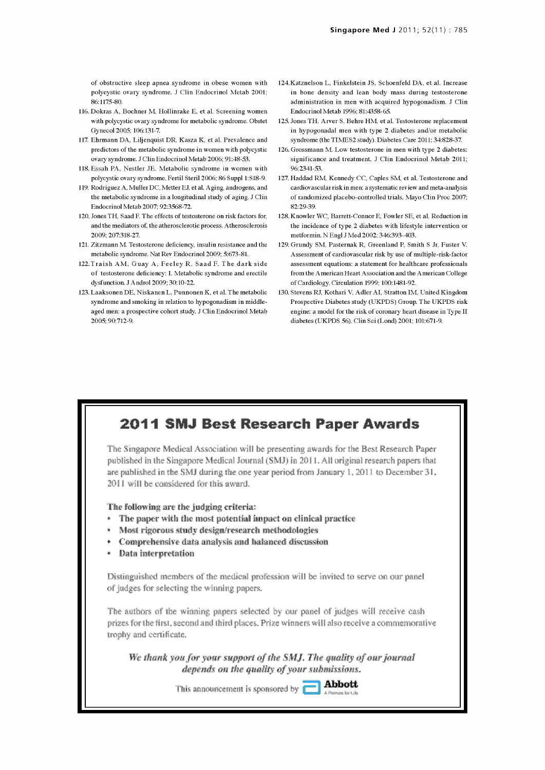of obstructive sleep apnea syndrome in obese women with polycystic ovary syndrome. J Clin Endocrinol Metab 2001; 86:1175-80.

116. Dokras A, Bochner M, Hollinrake E, et al. Screening women with polycystic ovary syndrome for metabolic syndrome. Obstet Gynecol 2005; 106:131-7.
117. Ehrmann DA, Liljenquist DR, Kasza K, et al. Prevalence and predictors of the metabolic syndrome in women with polycystic ovary syndrome. J Clin Endocrinol Metab 2006; 91:48-53.
118. Essah PA, Nestler JE. Metabolic syndrome in women with polycystic ovary syndrome. Fertil Steril 2006; 86 Suppl 1:S18-9.
119. Rodriguez A, Muller DC, Metter EJ, et al. Aging, androgens, and the metabolic syndrome in a longitudinal study of aging. J Clin Endocrinol Metab 2007; 92:3568-72.
120. Jones TH, Saad F. The effects of testosterone on risk factors for, and the mediators of, the atherosclerotic process. Atherosclerosis 2009; 207:318-27.
121. Zitzmann M. Testosterone deficiency, insulin resistance and the metabolic syndrome. Nat Rev Endocrinol 2009; 5:673-81.
122. Traish AM, Guay A, Feeley R, Saad F. The dark side of testosterone deficiency: I. Metabolic syndrome and erectile dysfunction. J Androl 2009; 30:10-22.
123. Laaksonen DE, Niskanen L, Punnonen K, et al. The metabolic syndrome and smoking in relation to hypogonadism in middle-aged men: a prospective cohort study. J Clin Endocrinol Metab 2005; 90:712-9.
124. Katznelson L, Finkelstein JS, Schoenfeld DA, et al. Increase in bone density and lean body mass during testosterone administration in men with acquired hypogonadism. J Clin Endocrinol Metab 1996; 81:4358-65.
125. Jones TH, Arver S, Behre HM, et al. Testosterone replacement in hypogonadal men with type 2 diabetes and/or metabolic syndrome (the TIMES2 study). Diabetes Care 2011; 34:828-37.
126. Grossmann M. Low testosterone in men with type 2 diabetes: significance and treatment. J Clin Endocrinol Metab 2011; 96:2341-53.
127. Haddad RM, Kennedy CC, Caples SM, et al. Testosterone and cardiovascular risk in men: a systematic review and meta-analysis of randomized placebo-controlled trials. Mayo Clin Proc 2007; 82:29-39.
128. Knowler WC, Barrett-Connor E, Fowler SE, et al. Reduction in the incidence of type 2 diabetes with lifestyle intervention or metformin. N Engl J Med 2002; 346:393-403.
129. Grundy SM, Pasternak R, Greenland P, Smith S Jr, Fuster V. Assessment of cardiovascular risk by use of multiple-risk-factor assessment equations: a statement for healthcare professionals from the American Heart Association and the American College of Cardiology. Circulation 1999; 100:1481-92.
130. Stevens RJ, Kothari V, Adler AI, Stratton IM, United Kingdom Prospective Diabetes study (UKPDS) Group. The UKPDS risk engine: a model for the risk of coronary heart disease in Type II diabetes (UKPDS 56). Clin Sci (Lond) 2001; 101:671-9.

## 2011 SMJ Best Research Paper Awards

The Singapore Medical Association will be presenting awards for the Best Research Paper published in the Singapore Medical Journal (SMJ) in 2011. All original research papers that are published in the SMJ during the one year period from January 1, 2011 to December 31, 2011 will be considered for this award.

**The following are the judging criteria:**

- **The paper with the most potential impact on clinical practice**
- **Most rigorous study design/research methodologies**
- **Comprehensive data analysis and balanced discussion**
- **Data interpretation**

Distinguished members of the medical profession will be invited to serve on our panel of judges for selecting the winning papers.

The authors of the winning papers selected by our panel of judges will receive cash prizes for the first, second and third places. Prize winners will also receive a commemorative trophy and certificate.

***We thank you for your support of the SMJ. The quality of our journal depends on the quality of your submissions.***

This announcement is sponsored by Abbott